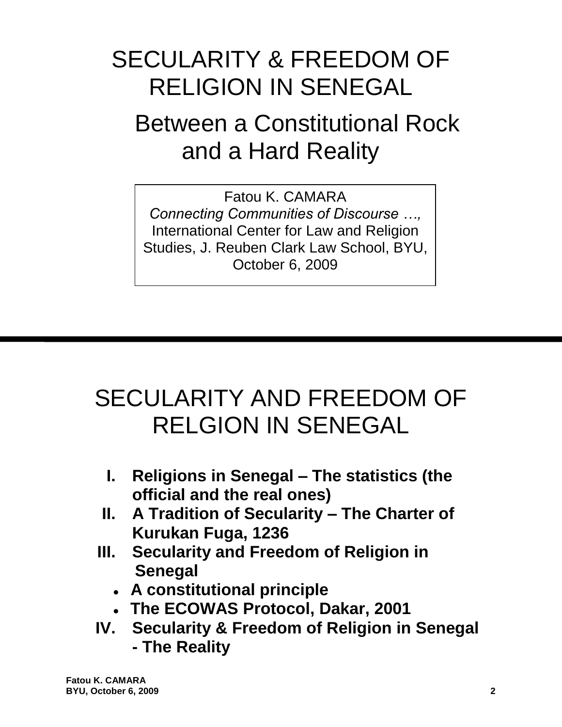# SECULARITY & FREEDOM OF RELIGION IN SENEGAL

## Between a Constitutional Rock and a Hard Reality

Fatou K. CAMARA
*Connecting Communities of Discourse …,*
International Center for Law and Religion Studies, J. Reuben Clark Law School, BYU, October 6, 2009

---

# SECULARITY AND FREEDOM OF RELGION IN SENEGAL

I. **Religions in Senegal – The statistics (the official and the real ones)**
II. **A Tradition of Secularity – The Charter of Kurukan Fuga, 1236**
III. **Secularity and Freedom of Religion in Senegal**
   - **A constitutional principle**
   - **The ECOWAS Protocol, Dakar, 2001**
IV. **Secularity & Freedom of Religion in Senegal - The Reality**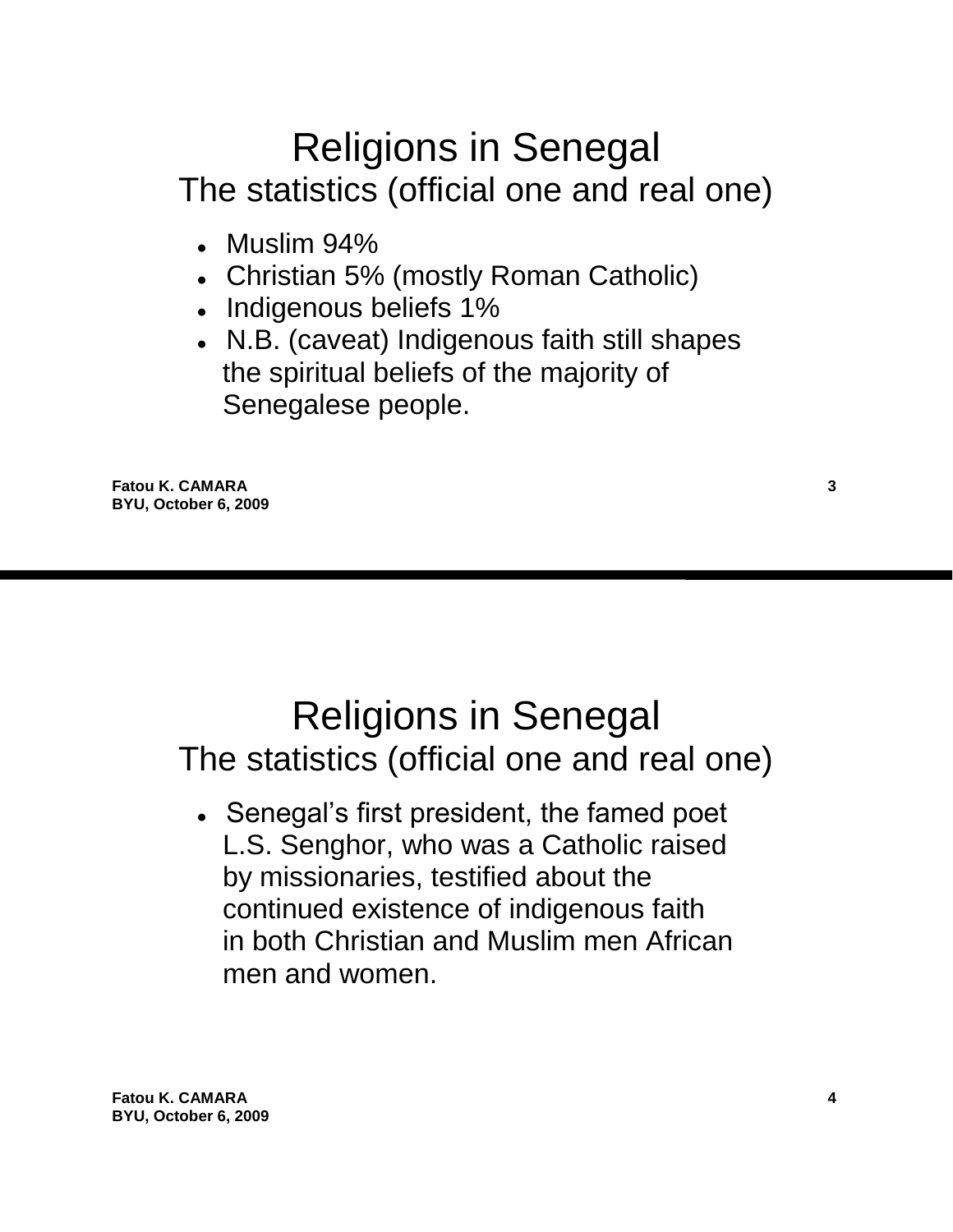# Religions in Senegal

## The statistics (official one and real one)

- Muslim 94%
- Christian 5% (mostly Roman Catholic)
- Indigenous beliefs 1%
- N.B. (caveat) Indigenous faith still shapes the spiritual beliefs of the majority of Senegalese people.

# Religions in Senegal

## The statistics (official one and real one)

- Senegal's first president, the famed poet L.S. Senghor, who was a Catholic raised by missionaries, testified about the continued existence of indigenous faith in both Christian and Muslim men African men and women.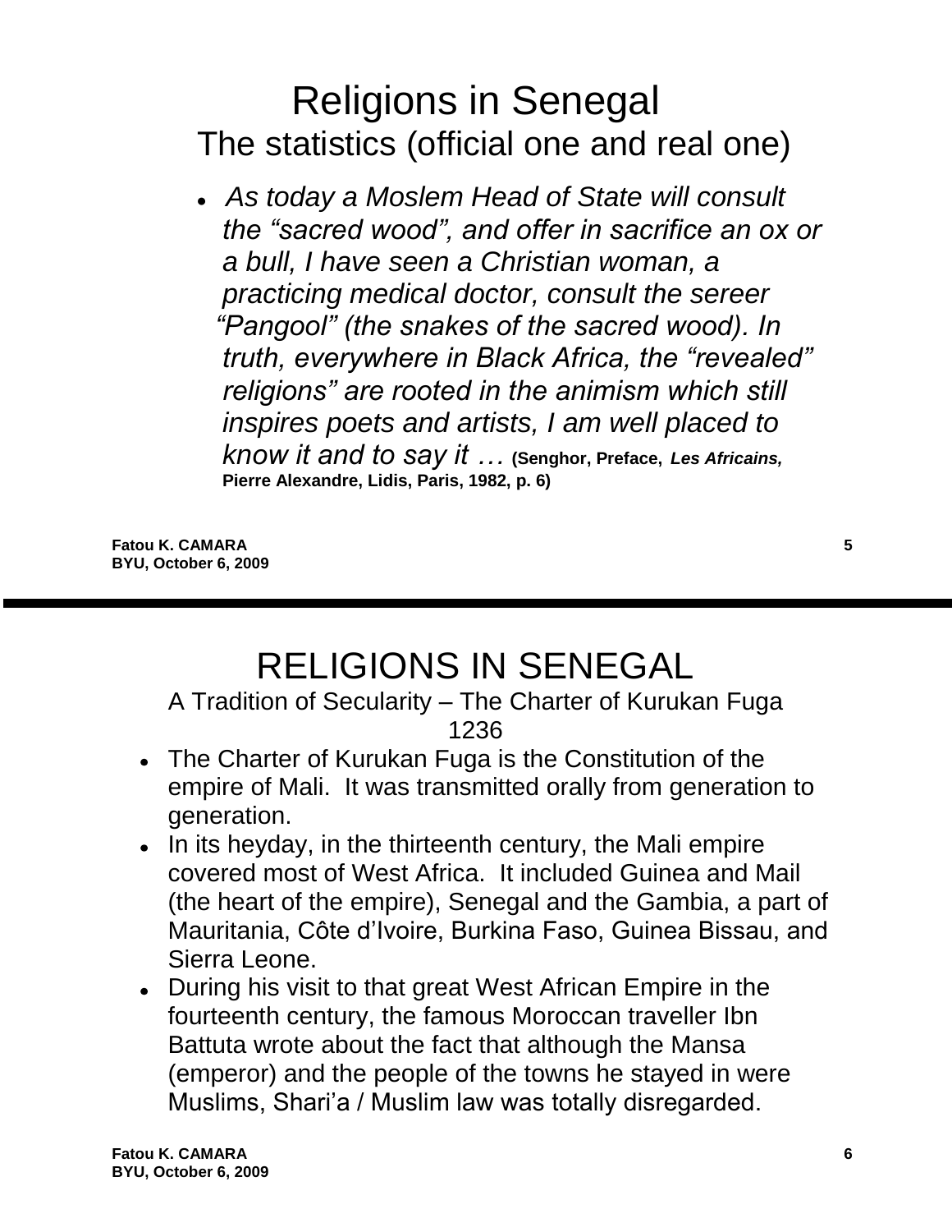# Religions in Senegal

## The statistics (official one and real one)

- *As today a Moslem Head of State will consult the "sacred wood", and offer in sacrifice an ox or a bull, I have seen a Christian woman, a practicing medical doctor, consult the sereer "Pangool" (the snakes of the sacred wood). In truth, everywhere in Black Africa, the "revealed" religions" are rooted in the animism which still inspires poets and artists, I am well placed to know it and to say it …* **(Senghor, Preface, *Les Africains,* Pierre Alexandre, Lidis, Paris, 1982, p. 6)**

**Fatou K. CAMARA**
**BYU, October 6, 2009**

# RELIGIONS IN SENEGAL

## A Tradition of Secularity – The Charter of Kurukan Fuga 1236

- The Charter of Kurukan Fuga is the Constitution of the empire of Mali. It was transmitted orally from generation to generation.
- In its heyday, in the thirteenth century, the Mali empire covered most of West Africa. It included Guinea and Mail (the heart of the empire), Senegal and the Gambia, a part of Mauritania, Côte d'Ivoire, Burkina Faso, Guinea Bissau, and Sierra Leone.
- During his visit to that great West African Empire in the fourteenth century, the famous Moroccan traveller Ibn Battuta wrote about the fact that although the Mansa (emperor) and the people of the towns he stayed in were Muslims, Shari'a / Muslim law was totally disregarded.

**Fatou K. CAMARA**
**BYU, October 6, 2009**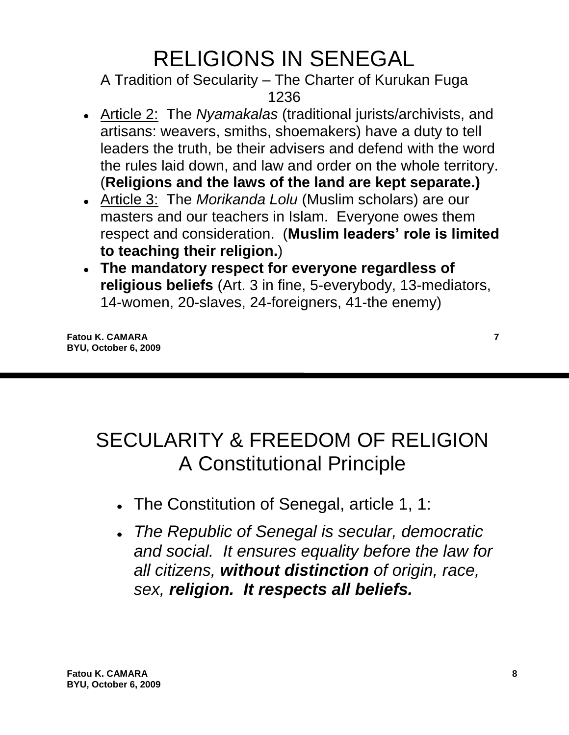# RELIGIONS IN SENEGAL

A Tradition of Secularity – The Charter of Kurukan Fuga 1236

- Article 2: The *Nyamakalas* (traditional jurists/archivists, and artisans: weavers, smiths, shoemakers) have a duty to tell leaders the truth, be their advisers and defend with the word the rules laid down, and law and order on the whole territory. (**Religions and the laws of the land are kept separate.)**
- Article 3: The *Morikanda Lolu* (Muslim scholars) are our masters and our teachers in Islam. Everyone owes them respect and consideration. (**Muslim leaders' role is limited to teaching their religion.**)
- **The mandatory respect for everyone regardless of religious beliefs** (Art. 3 in fine, 5-everybody, 13-mediators, 14-women, 20-slaves, 24-foreigners, 41-the enemy)

**Fatou K. CAMARA**
**BYU, October 6, 2009**

# SECULARITY & FREEDOM OF RELIGION A Constitutional Principle

- The Constitution of Senegal, article 1, 1:
- *The Republic of Senegal is secular, democratic and social. It ensures equality before the law for all citizens, **without distinction** of origin, race, sex, **religion. It respects all beliefs.***

**Fatou K. CAMARA**
**BYU, October 6, 2009**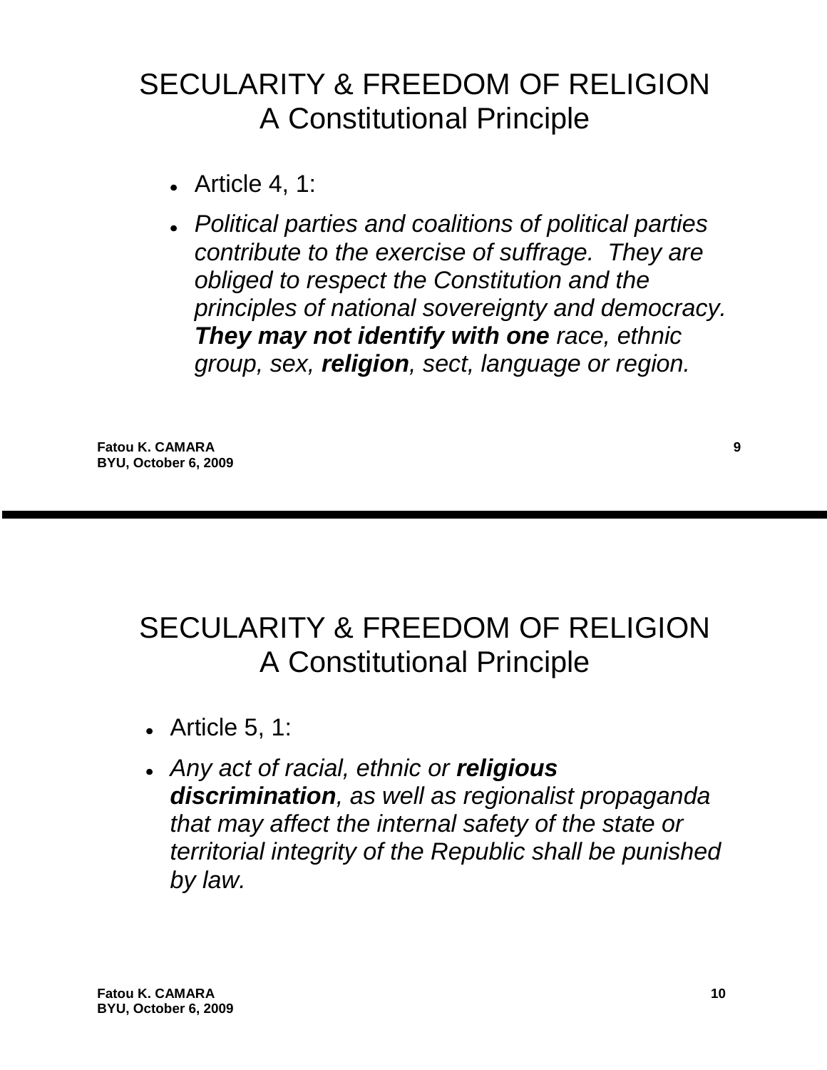# SECULARITY & FREEDOM OF RELIGION
## A Constitutional Principle

- Article 4, 1:
- *Political parties and coalitions of political parties contribute to the exercise of suffrage. They are obliged to respect the Constitution and the principles of national sovereignty and democracy.* ***They may not identify with one*** *race, ethnic group, sex,* ***religion****, sect, language or region.*

# SECULARITY & FREEDOM OF RELIGION
## A Constitutional Principle

- Article 5, 1:
- *Any act of racial, ethnic or* ***religious discrimination****, as well as regionalist propaganda that may affect the internal safety of the state or territorial integrity of the Republic shall be punished by law.*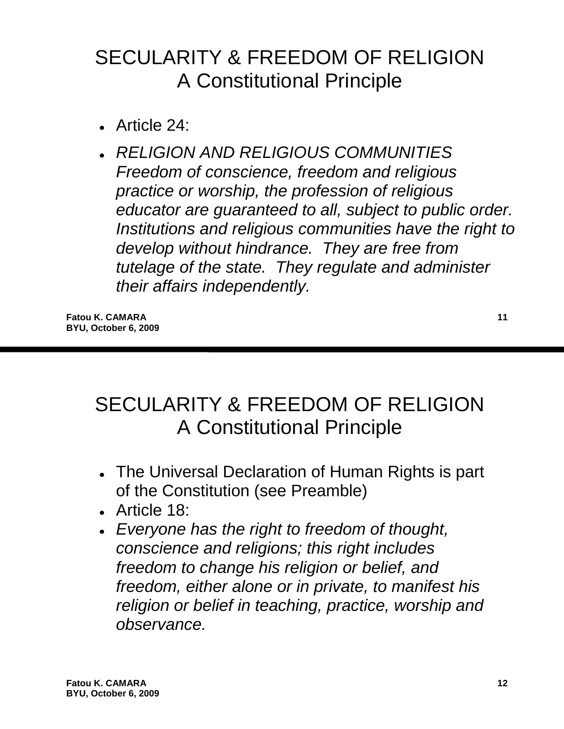# SECULARITY & FREEDOM OF RELIGION A Constitutional Principle

- Article 24:
- *RELIGION AND RELIGIOUS COMMUNITIES Freedom of conscience, freedom and religious practice or worship, the profession of religious educator are guaranteed to all, subject to public order. Institutions and religious communities have the right to develop without hindrance. They are free from tutelage of the state. They regulate and administer their affairs independently.*

# SECULARITY & FREEDOM OF RELIGION A Constitutional Principle

- The Universal Declaration of Human Rights is part of the Constitution (see Preamble)
- Article 18:
- *Everyone has the right to freedom of thought, conscience and religions; this right includes freedom to change his religion or belief, and freedom, either alone or in private, to manifest his religion or belief in teaching, practice, worship and observance.*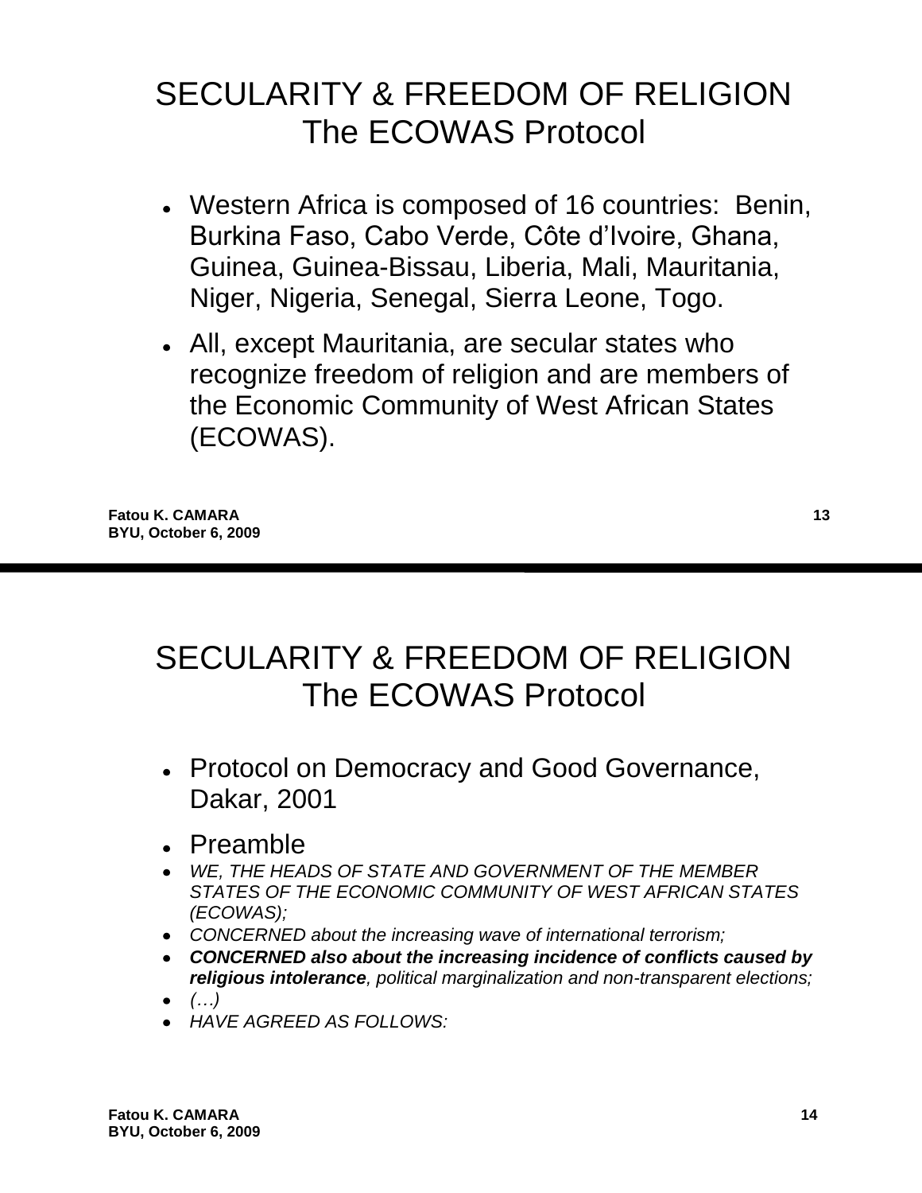# SECULARITY & FREEDOM OF RELIGION
## The ECOWAS Protocol

- Western Africa is composed of 16 countries: Benin, Burkina Faso, Cabo Verde, Côte d'Ivoire, Ghana, Guinea, Guinea-Bissau, Liberia, Mali, Mauritania, Niger, Nigeria, Senegal, Sierra Leone, Togo.
- All, except Mauritania, are secular states who recognize freedom of religion and are members of the Economic Community of West African States (ECOWAS).

Fatou K. CAMARA
BYU, October 6, 2009

# SECULARITY & FREEDOM OF RELIGION
## The ECOWAS Protocol

- Protocol on Democracy and Good Governance, Dakar, 2001
- Preamble
- *WE, THE HEADS OF STATE AND GOVERNMENT OF THE MEMBER STATES OF THE ECONOMIC COMMUNITY OF WEST AFRICAN STATES (ECOWAS);*
- *CONCERNED about the increasing wave of international terrorism;*
- ***CONCERNED also about the increasing incidence of conflicts caused by religious intolerance**, political marginalization and non-transparent elections;*
- *(…)*
- *HAVE AGREED AS FOLLOWS:*

Fatou K. CAMARA
BYU, October 6, 2009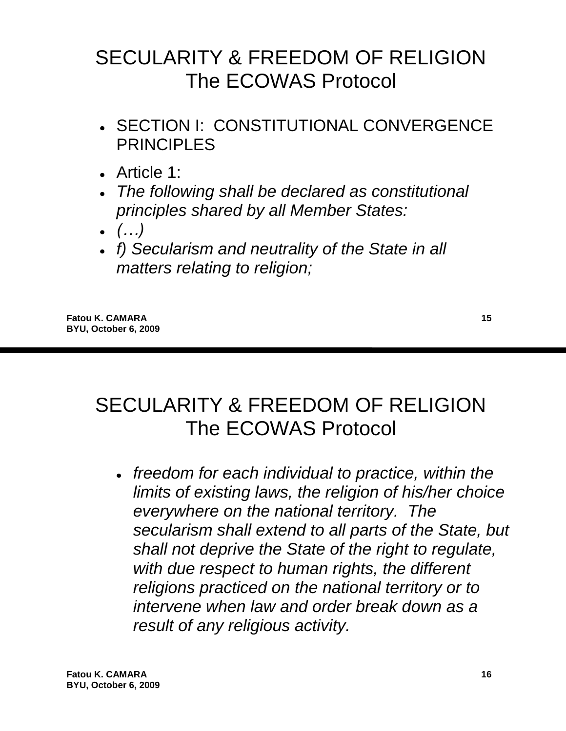# SECULARITY & FREEDOM OF RELIGION The ECOWAS Protocol

- SECTION I: CONSTITUTIONAL CONVERGENCE PRINCIPLES
- Article 1:
- *The following shall be declared as constitutional principles shared by all Member States:*
- *(…)*
- *f) Secularism and neutrality of the State in all matters relating to religion;*

# SECULARITY & FREEDOM OF RELIGION The ECOWAS Protocol

- *freedom for each individual to practice, within the limits of existing laws, the religion of his/her choice everywhere on the national territory. The secularism shall extend to all parts of the State, but shall not deprive the State of the right to regulate, with due respect to human rights, the different religions practiced on the national territory or to intervene when law and order break down as a result of any religious activity.*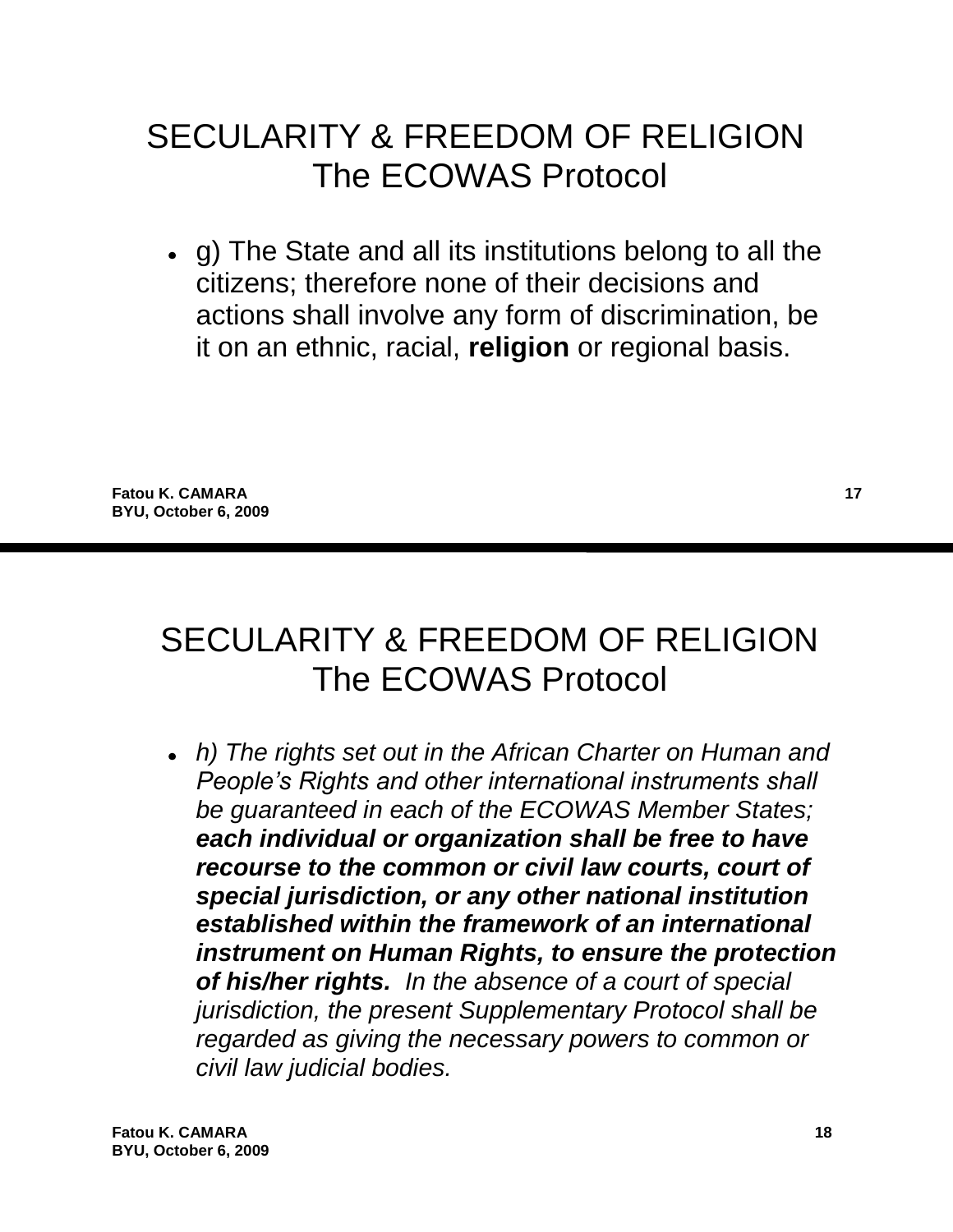# SECULARITY & FREEDOM OF RELIGION
# The ECOWAS Protocol

- g) The State and all its institutions belong to all the citizens; therefore none of their decisions and actions shall involve any form of discrimination, be it on an ethnic, racial, **religion** or regional basis.

# SECULARITY & FREEDOM OF RELIGION
# The ECOWAS Protocol

- *h) The rights set out in the African Charter on Human and People's Rights and other international instruments shall be guaranteed in each of the ECOWAS Member States;* ***each individual or organization shall be free to have recourse to the common or civil law courts, court of special jurisdiction, or any other national institution established within the framework of an international instrument on Human Rights, to ensure the protection of his/her rights.*** *In the absence of a court of special jurisdiction, the present Supplementary Protocol shall be regarded as giving the necessary powers to common or civil law judicial bodies.*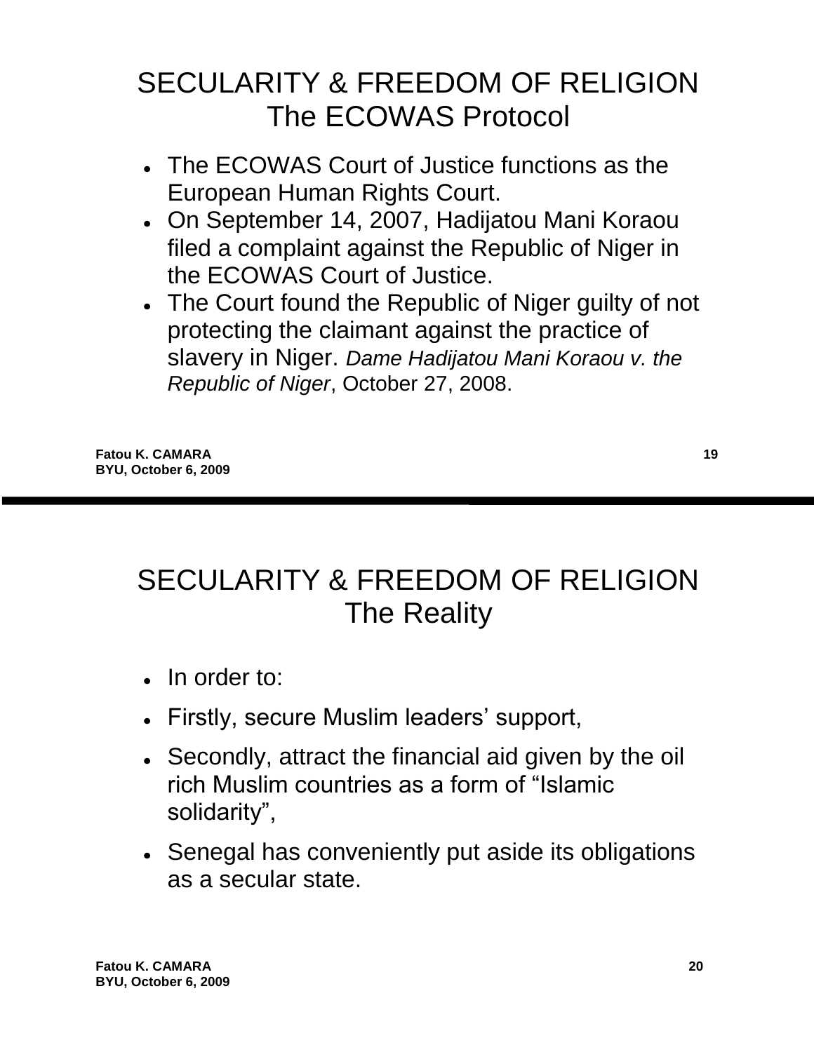# SECULARITY & FREEDOM OF RELIGION The ECOWAS Protocol

- The ECOWAS Court of Justice functions as the European Human Rights Court.
- On September 14, 2007, Hadijatou Mani Koraou filed a complaint against the Republic of Niger in the ECOWAS Court of Justice.
- The Court found the Republic of Niger guilty of not protecting the claimant against the practice of slavery in Niger. *Dame Hadijatou Mani Koraou v. the Republic of Niger*, October 27, 2008.

# SECULARITY & FREEDOM OF RELIGION The Reality

- In order to:
- Firstly, secure Muslim leaders' support,
- Secondly, attract the financial aid given by the oil rich Muslim countries as a form of "Islamic solidarity",
- Senegal has conveniently put aside its obligations as a secular state.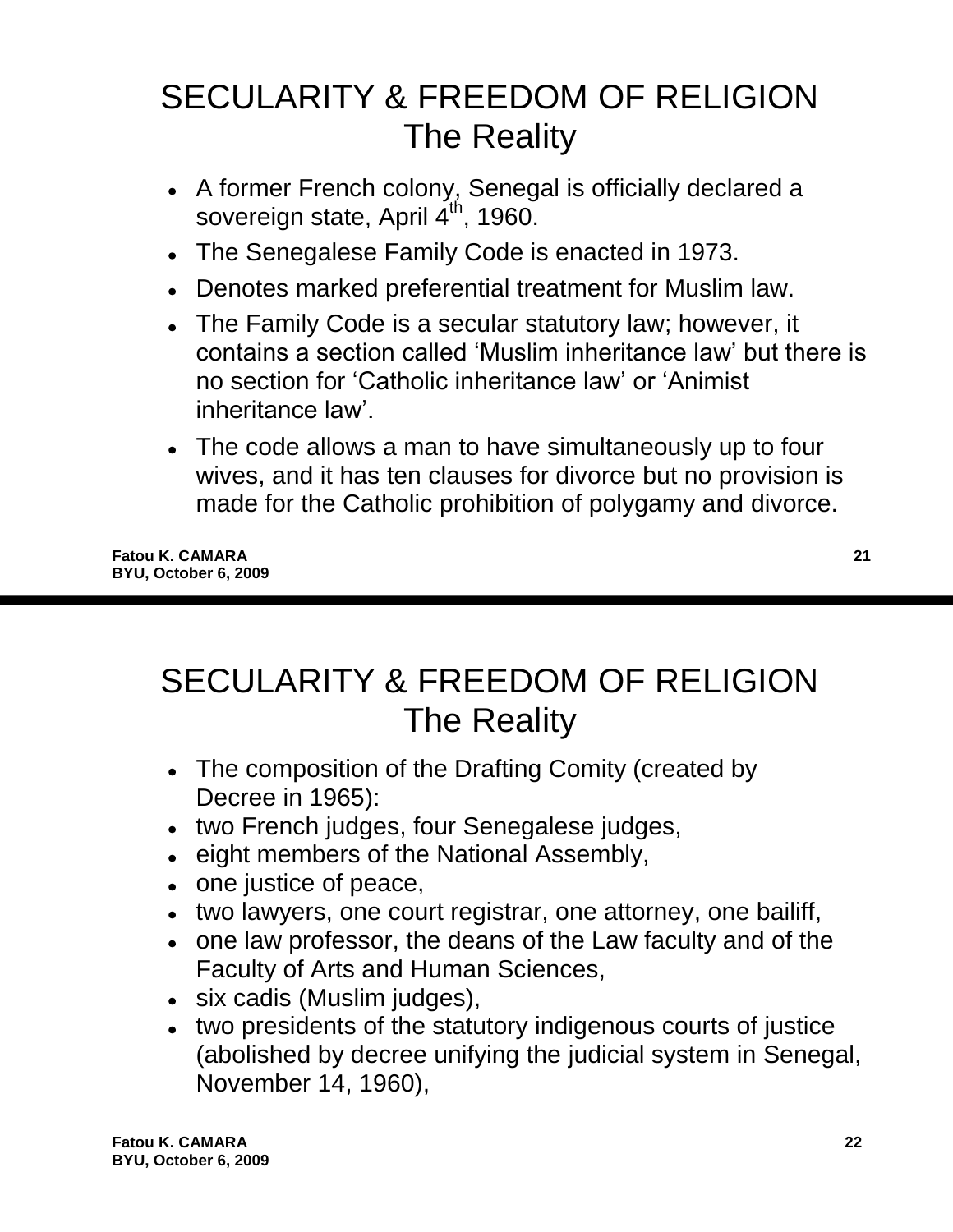# SECULARITY & FREEDOM OF RELIGION
## The Reality

- A former French colony, Senegal is officially declared a sovereign state, April 4th, 1960.
- The Senegalese Family Code is enacted in 1973.
- Denotes marked preferential treatment for Muslim law.
- The Family Code is a secular statutory law; however, it contains a section called 'Muslim inheritance law' but there is no section for 'Catholic inheritance law' or 'Animist inheritance law'.
- The code allows a man to have simultaneously up to four wives, and it has ten clauses for divorce but no provision is made for the Catholic prohibition of polygamy and divorce.

# SECULARITY & FREEDOM OF RELIGION
## The Reality

- The composition of the Drafting Comity (created by Decree in 1965):
- two French judges, four Senegalese judges,
- eight members of the National Assembly,
- one justice of peace,
- two lawyers, one court registrar, one attorney, one bailiff,
- one law professor, the deans of the Law faculty and of the Faculty of Arts and Human Sciences,
- six cadis (Muslim judges),
- two presidents of the statutory indigenous courts of justice (abolished by decree unifying the judicial system in Senegal, November 14, 1960),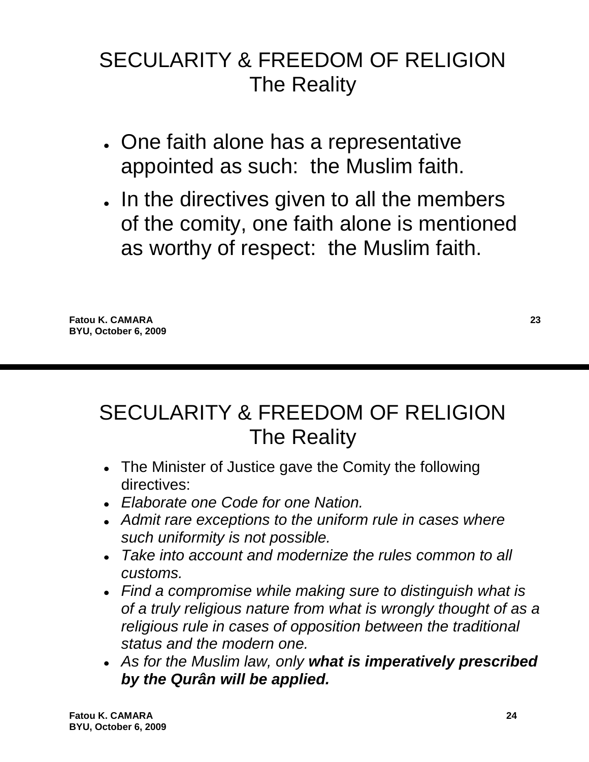## SECULARITY & FREEDOM OF RELIGION The Reality

- One faith alone has a representative appointed as such: the Muslim faith.
- In the directives given to all the members of the comity, one faith alone is mentioned as worthy of respect: the Muslim faith.

## SECULARITY & FREEDOM OF RELIGION The Reality

- The Minister of Justice gave the Comity the following directives:
- *Elaborate one Code for one Nation.*
- *Admit rare exceptions to the uniform rule in cases where such uniformity is not possible.*
- *Take into account and modernize the rules common to all customs.*
- *Find a compromise while making sure to distinguish what is of a truly religious nature from what is wrongly thought of as a religious rule in cases of opposition between the traditional status and the modern one.*
- *As for the Muslim law, only* ***what is imperatively prescribed by the Qurân will be applied.***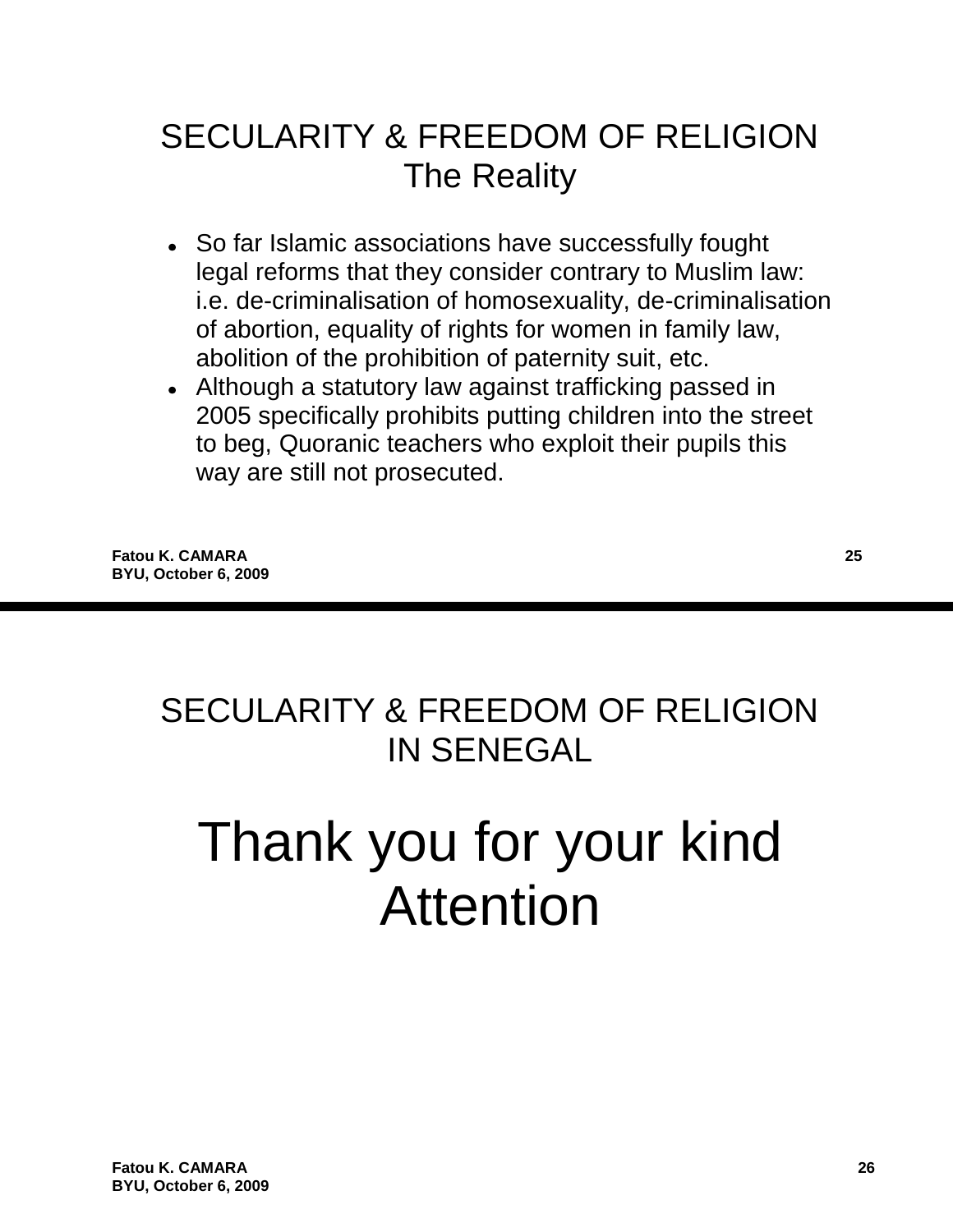## SECULARITY & FREEDOM OF RELIGION
## The Reality

- So far Islamic associations have successfully fought legal reforms that they consider contrary to Muslim law: i.e. de-criminalisation of homosexuality, de-criminalisation of abortion, equality of rights for women in family law, abolition of the prohibition of paternity suit, etc.
- Although a statutory law against trafficking passed in 2005 specifically prohibits putting children into the street to beg, Quoranic teachers who exploit their pupils this way are still not prosecuted.

---

## SECULARITY & FREEDOM OF RELIGION
## IN SENEGAL

# Thank you for your kind Attention